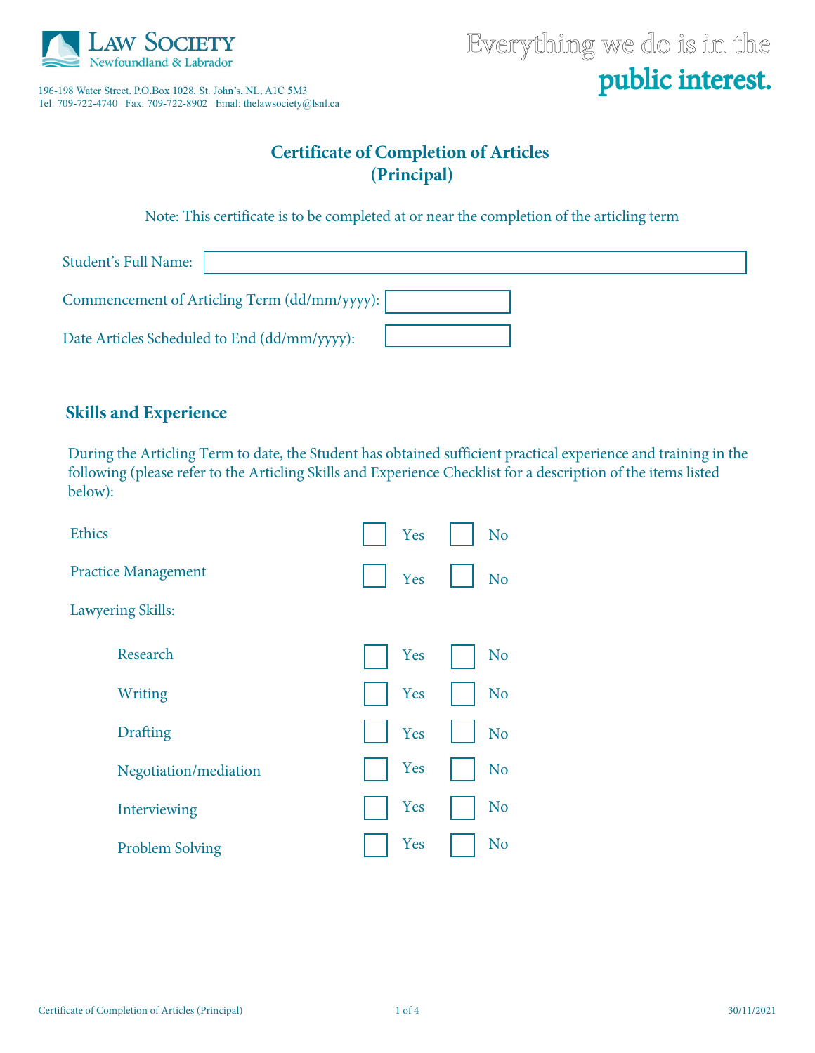Law Society Newfoundland & Labrador

196-198 Water Street, P.O.Box 1028, St. John's, NL, A1C 5M3
Tel: 709-722-4740 Fax: 709-722-8902 Email: thelawsociety@lsnl.ca

Everything we do is in the **public interest.**

# Certificate of Completion of Articles (Principal)

Note: This certificate is to be completed at or near the completion of the articling term

Student's Full Name: ☐

Commencement of Articling Term (dd/mm/yyyy): ☐

Date Articles Scheduled to End (dd/mm/yyyy): ☐

## Skills and Experience

During the Articling Term to date, the Student has obtained sufficient practical experience and training in the following (please refer to the Articling Skills and Experience Checklist for a description of the items listed below):

Ethics ☐ Yes ☐ No

Practice Management ☐ Yes ☐ No

Lawyering Skills:

- Research ☐ Yes ☐ No
- Writing ☐ Yes ☐ No
- Drafting ☐ Yes ☐ No
- Negotiation/mediation ☐ Yes ☐ No
- Interviewing ☐ Yes ☐ No
- Problem Solving ☐ Yes ☐ No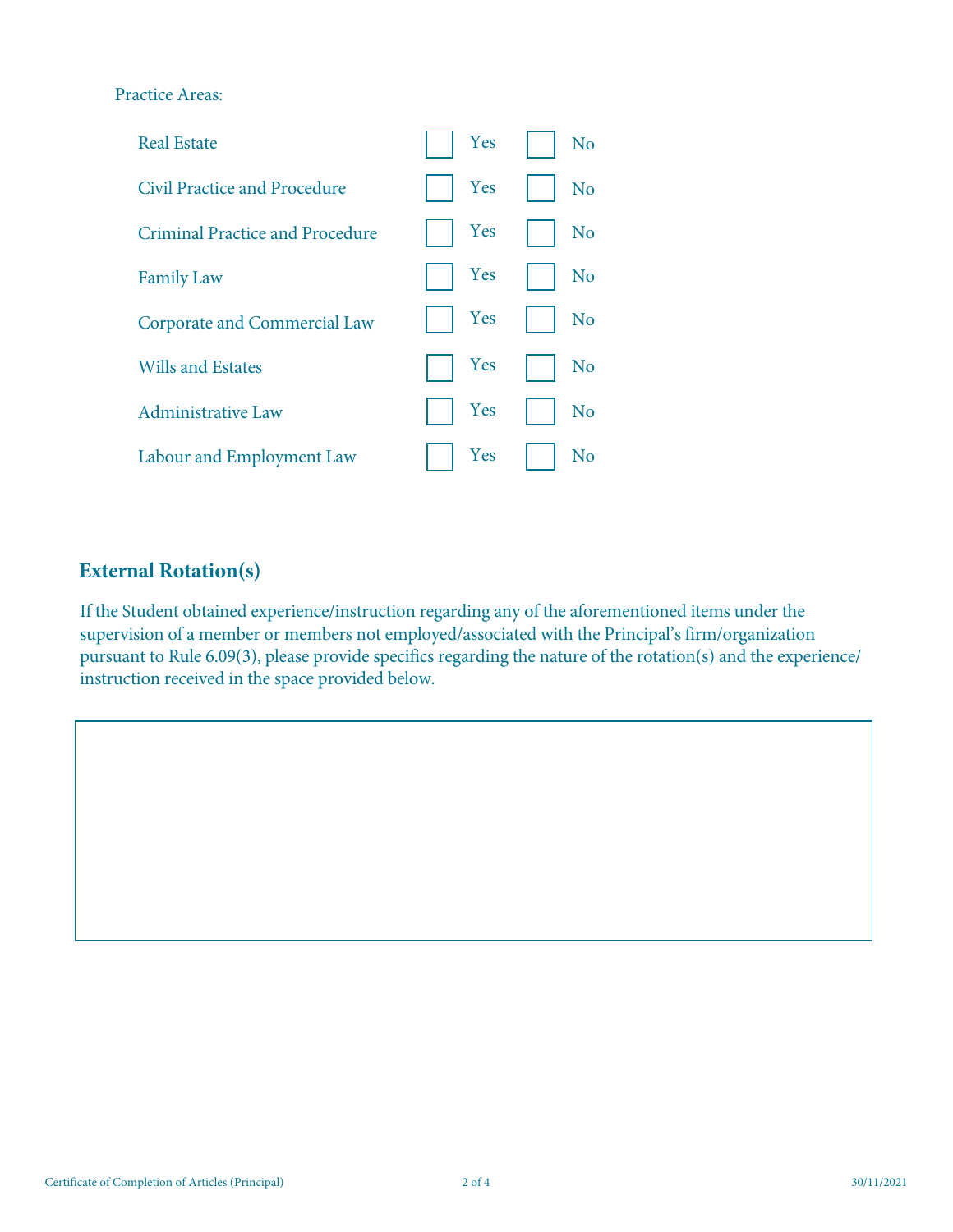Practice Areas:

| Practice Area | Yes | No |
| --- | --- | --- |
| Real Estate | ☐ Yes | ☐ No |
| Civil Practice and Procedure | ☐ Yes | ☐ No |
| Criminal Practice and Procedure | ☐ Yes | ☐ No |
| Family Law | ☐ Yes | ☐ No |
| Corporate and Commercial Law | ☐ Yes | ☐ No |
| Wills and Estates | ☐ Yes | ☐ No |
| Administrative Law | ☐ Yes | ☐ No |
| Labour and Employment Law | ☐ Yes | ☐ No |

## External Rotation(s)

If the Student obtained experience/instruction regarding any of the aforementioned items under the supervision of a member or members not employed/associated with the Principal's firm/organization pursuant to Rule 6.09(3), please provide specifics regarding the nature of the rotation(s) and the experience/instruction received in the space provided below.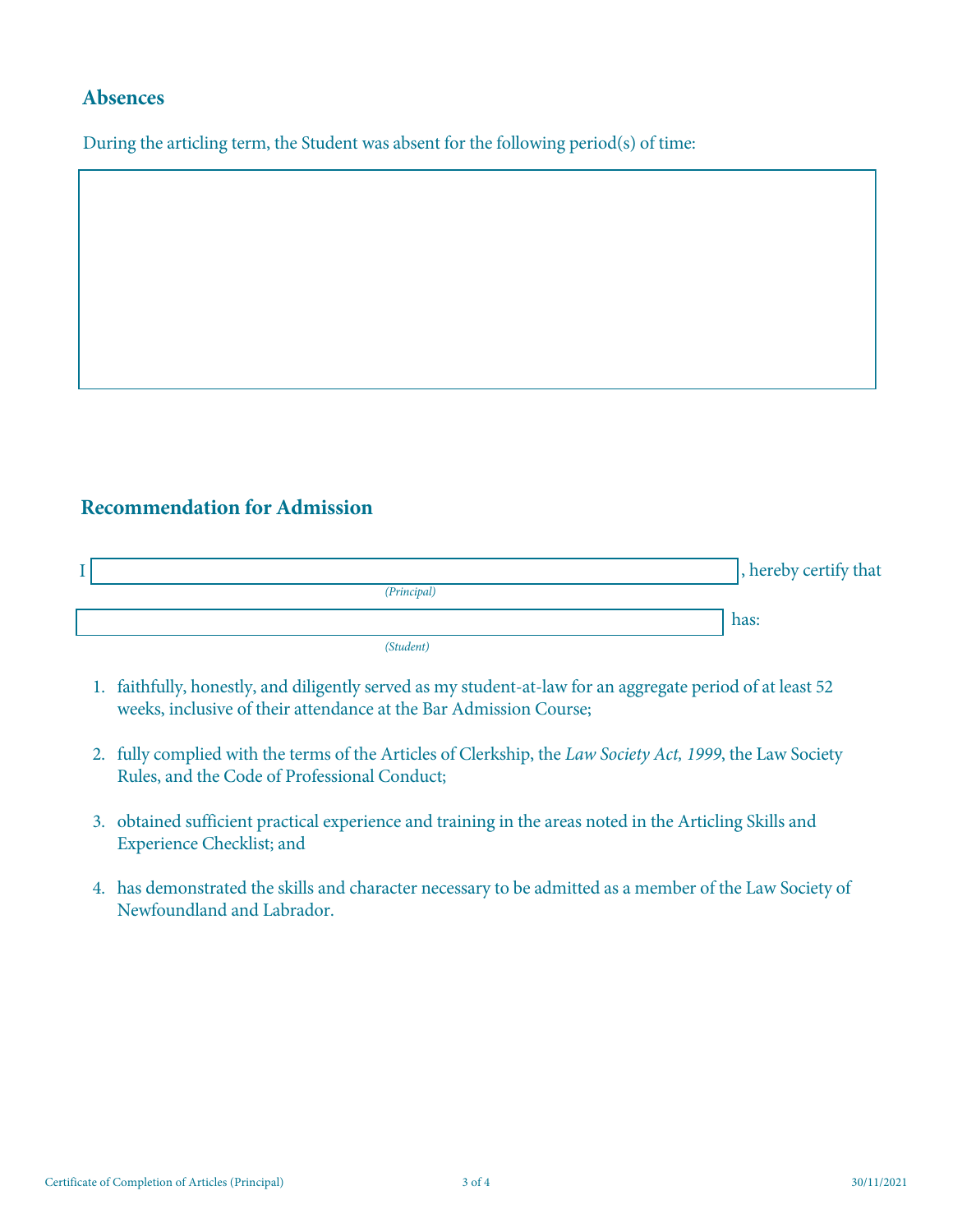## Absences

During the articling term, the Student was absent for the following period(s) of time:

## Recommendation for Admission

I ______________________________, hereby certify that
*(Principal)*

______________________________ has:
*(Student)*

1. faithfully, honestly, and diligently served as my student-at-law for an aggregate period of at least 52 weeks, inclusive of their attendance at the Bar Admission Course;
2. fully complied with the terms of the Articles of Clerkship, the *Law Society Act, 1999*, the Law Society Rules, and the Code of Professional Conduct;
3. obtained sufficient practical experience and training in the areas noted in the Articling Skills and Experience Checklist; and
4. has demonstrated the skills and character necessary to be admitted as a member of the Law Society of Newfoundland and Labrador.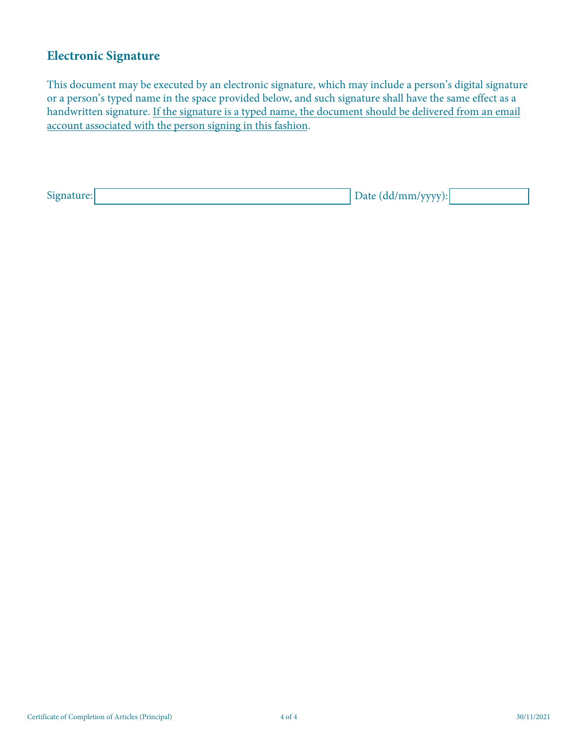## Electronic Signature

This document may be executed by an electronic signature, which may include a person's digital signature or a person's typed name in the space provided below, and such signature shall have the same effect as a handwritten signature. If the signature is a typed name, the document should be delivered from an email account associated with the person signing in this fashion.

Signature: ____________________ Date (dd/mm/yyyy): __________